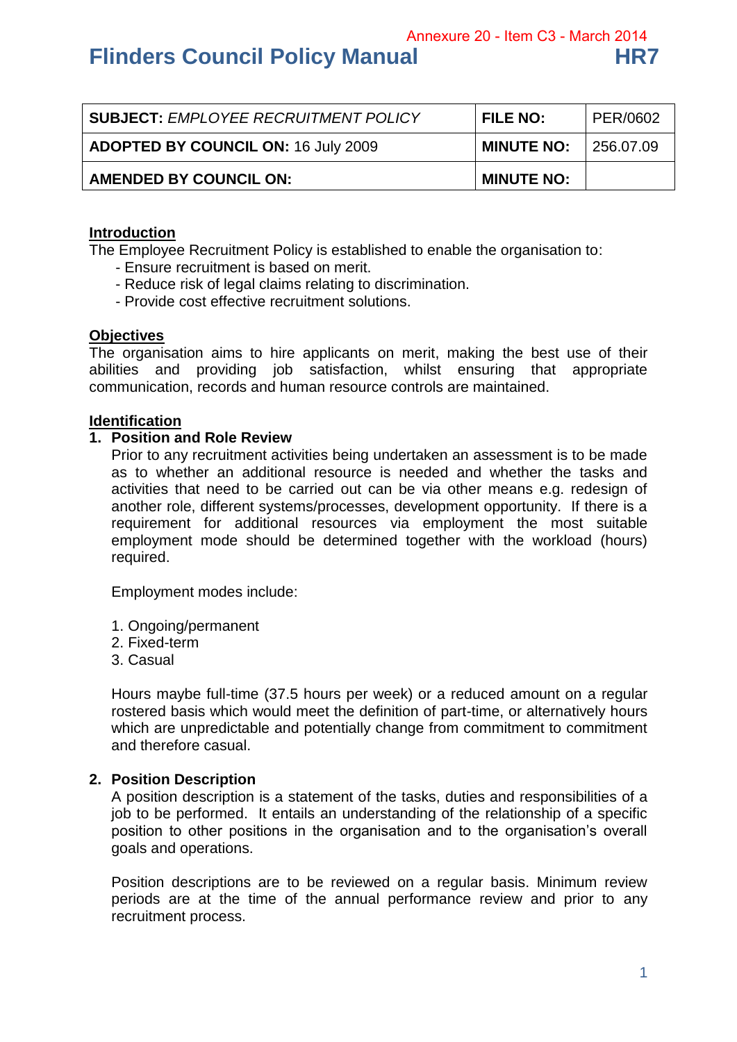Annexure 20 - Item C3 - March 2014

# Flinders Council Policy Manual HR7

| **SUBJECT:** *EMPLOYEE RECRUITMENT POLICY* | **FILE NO:** | PER/0602 |
|---|---|---|
| **ADOPTED BY COUNCIL ON:** 16 July 2009 | **MINUTE NO:** | 256.07.09 |
| **AMENDED BY COUNCIL ON:** | **MINUTE NO:** | |

## Introduction

The Employee Recruitment Policy is established to enable the organisation to:

- Ensure recruitment is based on merit.
- Reduce risk of legal claims relating to discrimination.
- Provide cost effective recruitment solutions.

## Objectives

The organisation aims to hire applicants on merit, making the best use of their abilities and providing job satisfaction, whilst ensuring that appropriate communication, records and human resource controls are maintained.

## Identification

### 1. Position and Role Review

Prior to any recruitment activities being undertaken an assessment is to be made as to whether an additional resource is needed and whether the tasks and activities that need to be carried out can be via other means e.g. redesign of another role, different systems/processes, development opportunity. If there is a requirement for additional resources via employment the most suitable employment mode should be determined together with the workload (hours) required.

Employment modes include:

1. Ongoing/permanent
2. Fixed-term
3. Casual

Hours maybe full-time (37.5 hours per week) or a reduced amount on a regular rostered basis which would meet the definition of part-time, or alternatively hours which are unpredictable and potentially change from commitment to commitment and therefore casual.

### 2. Position Description

A position description is a statement of the tasks, duties and responsibilities of a job to be performed. It entails an understanding of the relationship of a specific position to other positions in the organisation and to the organisation's overall goals and operations.

Position descriptions are to be reviewed on a regular basis. Minimum review periods are at the time of the annual performance review and prior to any recruitment process.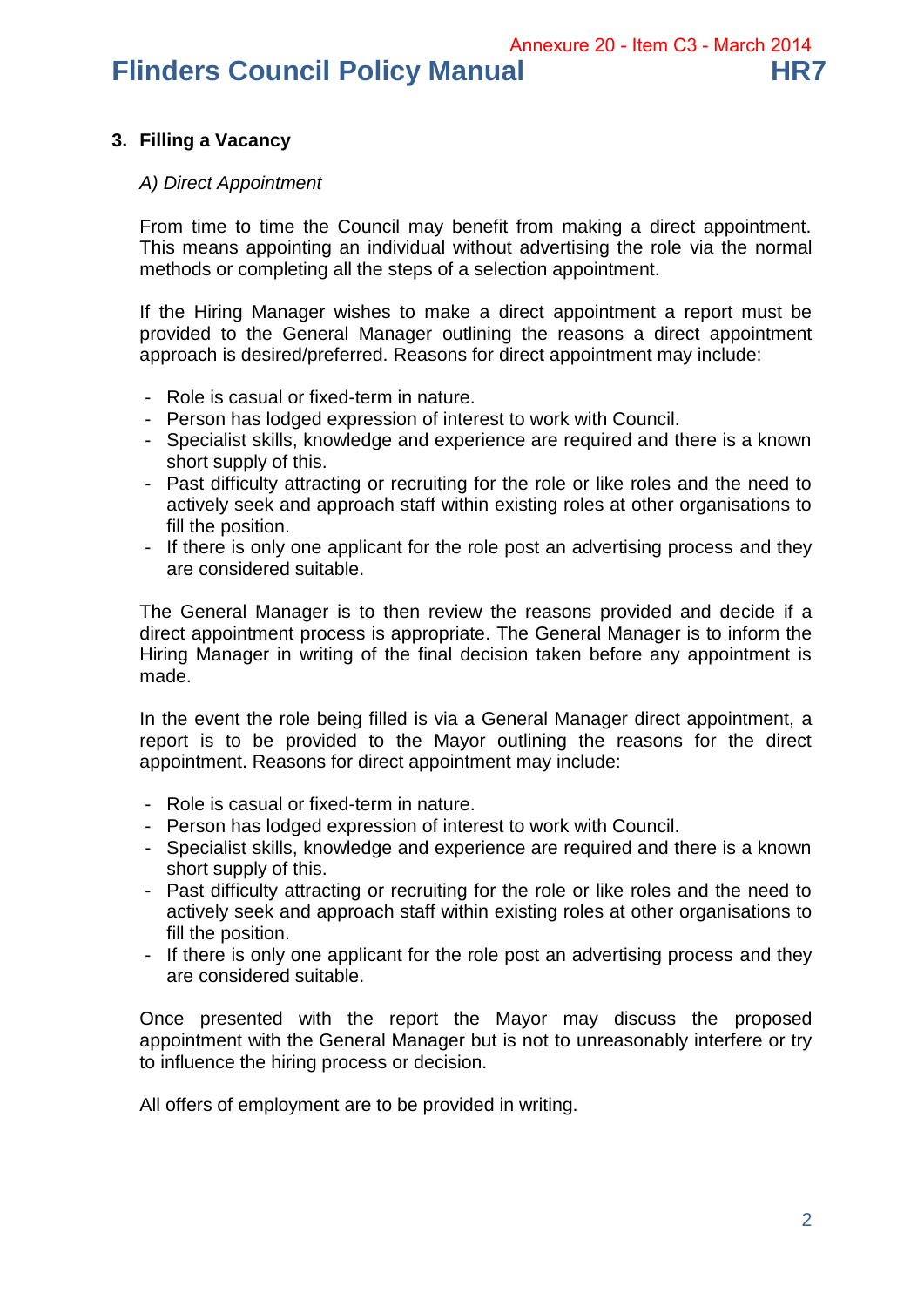## 3. Filling a Vacancy

*A) Direct Appointment*

From time to time the Council may benefit from making a direct appointment. This means appointing an individual without advertising the role via the normal methods or completing all the steps of a selection appointment.

If the Hiring Manager wishes to make a direct appointment a report must be provided to the General Manager outlining the reasons a direct appointment approach is desired/preferred. Reasons for direct appointment may include:

- Role is casual or fixed-term in nature.
- Person has lodged expression of interest to work with Council.
- Specialist skills, knowledge and experience are required and there is a known short supply of this.
- Past difficulty attracting or recruiting for the role or like roles and the need to actively seek and approach staff within existing roles at other organisations to fill the position.
- If there is only one applicant for the role post an advertising process and they are considered suitable.

The General Manager is to then review the reasons provided and decide if a direct appointment process is appropriate. The General Manager is to inform the Hiring Manager in writing of the final decision taken before any appointment is made.

In the event the role being filled is via a General Manager direct appointment, a report is to be provided to the Mayor outlining the reasons for the direct appointment. Reasons for direct appointment may include:

- Role is casual or fixed-term in nature.
- Person has lodged expression of interest to work with Council.
- Specialist skills, knowledge and experience are required and there is a known short supply of this.
- Past difficulty attracting or recruiting for the role or like roles and the need to actively seek and approach staff within existing roles at other organisations to fill the position.
- If there is only one applicant for the role post an advertising process and they are considered suitable.

Once presented with the report the Mayor may discuss the proposed appointment with the General Manager but is not to unreasonably interfere or try to influence the hiring process or decision.

All offers of employment are to be provided in writing.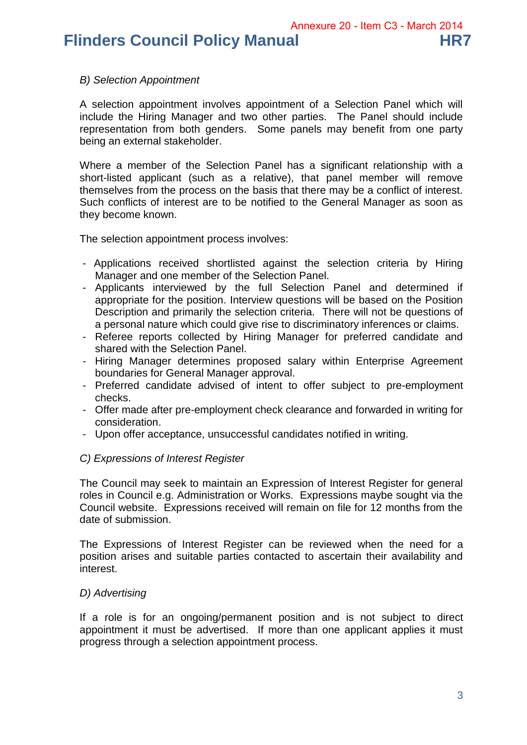*B) Selection Appointment*

A selection appointment involves appointment of a Selection Panel which will include the Hiring Manager and two other parties. The Panel should include representation from both genders. Some panels may benefit from one party being an external stakeholder.

Where a member of the Selection Panel has a significant relationship with a short-listed applicant (such as a relative), that panel member will remove themselves from the process on the basis that there may be a conflict of interest. Such conflicts of interest are to be notified to the General Manager as soon as they become known.

The selection appointment process involves:

- Applications received shortlisted against the selection criteria by Hiring Manager and one member of the Selection Panel.
- Applicants interviewed by the full Selection Panel and determined if appropriate for the position. Interview questions will be based on the Position Description and primarily the selection criteria. There will not be questions of a personal nature which could give rise to discriminatory inferences or claims.
- Referee reports collected by Hiring Manager for preferred candidate and shared with the Selection Panel.
- Hiring Manager determines proposed salary within Enterprise Agreement boundaries for General Manager approval.
- Preferred candidate advised of intent to offer subject to pre-employment checks.
- Offer made after pre-employment check clearance and forwarded in writing for consideration.
- Upon offer acceptance, unsuccessful candidates notified in writing.

*C) Expressions of Interest Register*

The Council may seek to maintain an Expression of Interest Register for general roles in Council e.g. Administration or Works. Expressions maybe sought via the Council website. Expressions received will remain on file for 12 months from the date of submission.

The Expressions of Interest Register can be reviewed when the need for a position arises and suitable parties contacted to ascertain their availability and interest.

*D) Advertising*

If a role is for an ongoing/permanent position and is not subject to direct appointment it must be advertised. If more than one applicant applies it must progress through a selection appointment process.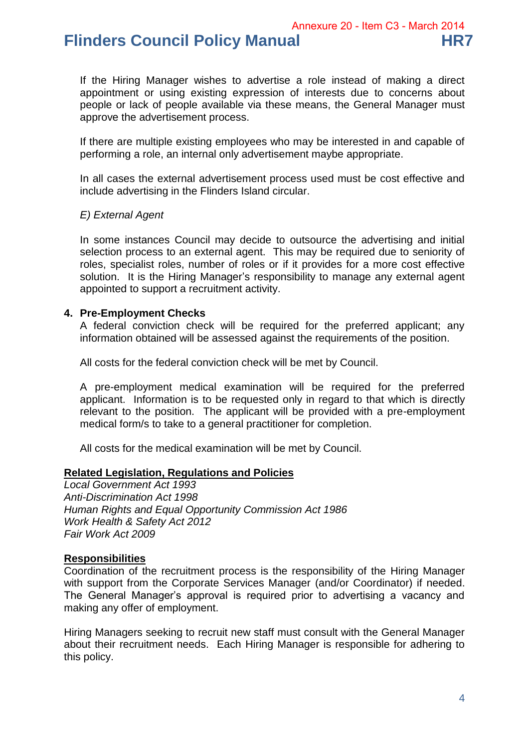If the Hiring Manager wishes to advertise a role instead of making a direct appointment or using existing expression of interests due to concerns about people or lack of people available via these means, the General Manager must approve the advertisement process.

If there are multiple existing employees who may be interested in and capable of performing a role, an internal only advertisement maybe appropriate.

In all cases the external advertisement process used must be cost effective and include advertising in the Flinders Island circular.

*E) External Agent*

In some instances Council may decide to outsource the advertising and initial selection process to an external agent. This may be required due to seniority of roles, specialist roles, number of roles or if it provides for a more cost effective solution. It is the Hiring Manager's responsibility to manage any external agent appointed to support a recruitment activity.

**4. Pre-Employment Checks**

A federal conviction check will be required for the preferred applicant; any information obtained will be assessed against the requirements of the position.

All costs for the federal conviction check will be met by Council.

A pre-employment medical examination will be required for the preferred applicant. Information is to be requested only in regard to that which is directly relevant to the position. The applicant will be provided with a pre-employment medical form/s to take to a general practitioner for completion.

All costs for the medical examination will be met by Council.

**Related Legislation, Regulations and Policies**

*Local Government Act 1993*
*Anti-Discrimination Act 1998*
*Human Rights and Equal Opportunity Commission Act 1986*
*Work Health & Safety Act 2012*
*Fair Work Act 2009*

**Responsibilities**

Coordination of the recruitment process is the responsibility of the Hiring Manager with support from the Corporate Services Manager (and/or Coordinator) if needed. The General Manager's approval is required prior to advertising a vacancy and making any offer of employment.

Hiring Managers seeking to recruit new staff must consult with the General Manager about their recruitment needs. Each Hiring Manager is responsible for adhering to this policy.